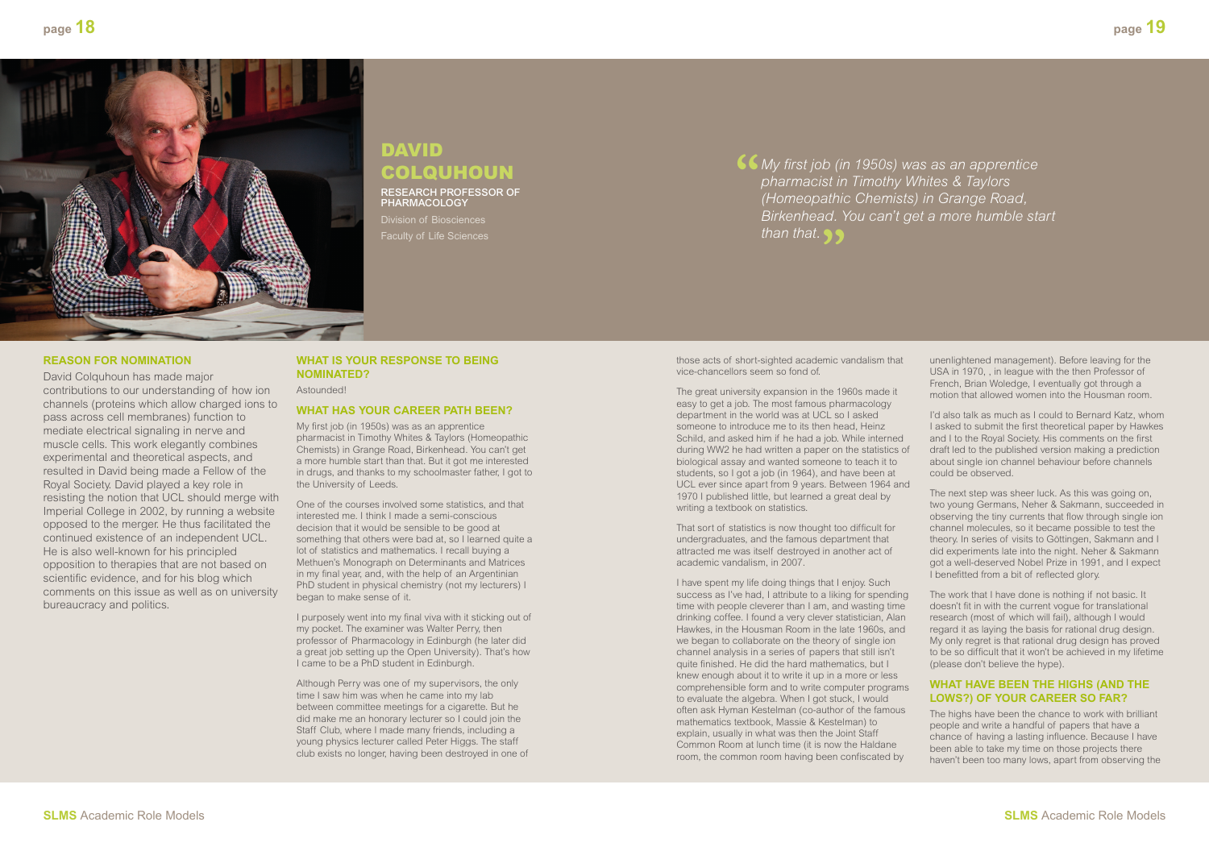# DAVID COLQUHOUN

**RESEARCH PROFESSOR OF PHARMACOLOGY**

Division of Biosciences

Faculty of Life Sciences

> *"My first job (in 1950s) was as an apprentice pharmacist in Timothy Whites & Taylors (Homeopathic Chemists) in Grange Road, Birkenhead. You can't get a more humble start than that."*

## REASON FOR NOMINATION

David Colquhoun has made major contributions to our understanding of how ion channels (proteins which allow charged ions to pass across cell membranes) function to mediate electrical signaling in nerve and muscle cells. This work elegantly combines experimental and theoretical aspects, and resulted in David being made a Fellow of the Royal Society. David played a key role in resisting the notion that UCL should merge with Imperial College in 2002, by running a website opposed to the merger. He thus facilitated the continued existence of an independent UCL. He is also well-known for his principled opposition to therapies that are not based on scientific evidence, and for his blog which comments on this issue as well as on university bureaucracy and politics.

## WHAT IS YOUR RESPONSE TO BEING NOMINATED?

Astounded!

## WHAT HAS YOUR CAREER PATH BEEN?

My first job (in 1950s) was as an apprentice pharmacist in Timothy Whites & Taylors (Homeopathic Chemists) in Grange Road, Birkenhead. You can't get a more humble start than that. But it got me interested in drugs, and thanks to my schoolmaster father, I got to the University of Leeds.

One of the courses involved some statistics, and that interested me. I think I made a semi-conscious decision that it would be sensible to be good at something that others were bad at, so I learned quite a lot of statistics and mathematics. I recall buying a Methuen's Monograph on Determinants and Matrices in my final year, and, with the help of an Argentinian PhD student in physical chemistry (not my lecturers) I began to make sense of it.

I purposely went into my final viva with it sticking out of my pocket. The examiner was Walter Perry, then professor of Pharmacology in Edinburgh (he later did a great job setting up the Open University). That's how I came to be a PhD student in Edinburgh.

Although Perry was one of my supervisors, the only time I saw him was when he came into my lab between committee meetings for a cigarette. But he did make me an honorary lecturer so I could join the Staff Club, where I made many friends, including a young physics lecturer called Peter Higgs. The staff club exists no longer, having been destroyed in one of those acts of short-sighted academic vandalism that vice-chancellors seem so fond of.

The great university expansion in the 1960s made it easy to get a job. The most famous pharmacology department in the world was at UCL so I asked someone to introduce me to its then head, Heinz Schild, and asked him if he had a job. While interned during WW2 he had written a paper on the statistics of biological assay and wanted someone to teach it to students, so I got a job (in 1964), and have been at UCL ever since apart from 9 years. Between 1964 and 1970 I published little, but learned a great deal by writing a textbook on statistics.

That sort of statistics is now thought too difficult for undergraduates, and the famous department that attracted me was itself destroyed in another act of academic vandalism, in 2007.

I have spent my life doing things that I enjoy. Such success as I've had, I attribute to a liking for spending time with people cleverer than I am, and wasting time drinking coffee. I found a very clever statistician, Alan Hawkes, in the Housman Room in the late 1960s, and we began to collaborate on the theory of single ion channel analysis in a series of papers that still isn't quite finished. He did the hard mathematics, but I knew enough about it to write it up in a more or less comprehensible form and to write computer programs to evaluate the algebra. When I got stuck, I would often ask Hyman Kestelman (co-author of the famous mathematics textbook, Massie & Kestelman) to explain, usually in what was then the Joint Staff Common Room at lunch time (it is now the Haldane room, the common room having been confiscated by unenlightened management). Before leaving for the USA in 1970, , in league with the then Professor of French, Brian Woledge, I eventually got through a motion that allowed women into the Housman room.

I'd also talk as much as I could to Bernard Katz, whom I asked to submit the first theoretical paper by Hawkes and I to the Royal Society. His comments on the first draft led to the published version making a prediction about single ion channel behaviour before channels could be observed.

The next step was sheer luck. As this was going on, two young Germans, Neher & Sakmann, succeeded in observing the tiny currents that flow through single ion channel molecules, so it became possible to test the theory. In series of visits to Göttingen, Sakmann and I did experiments late into the night. Neher & Sakmann got a well-deserved Nobel Prize in 1991, and I expect I benefitted from a bit of reflected glory.

The work that I have done is nothing if not basic. It doesn't fit in with the current vogue for translational research (most of which will fail), although I would regard it as laying the basis for rational drug design. My only regret is that rational drug design has proved to be so difficult that it won't be achieved in my lifetime (please don't believe the hype).

## WHAT HAVE BEEN THE HIGHS (AND THE LOWS?) OF YOUR CAREER SO FAR?

The highs have been the chance to work with brilliant people and write a handful of papers that have a chance of having a lasting influence. Because I have been able to take my time on those projects there haven't been too many lows, apart from observing the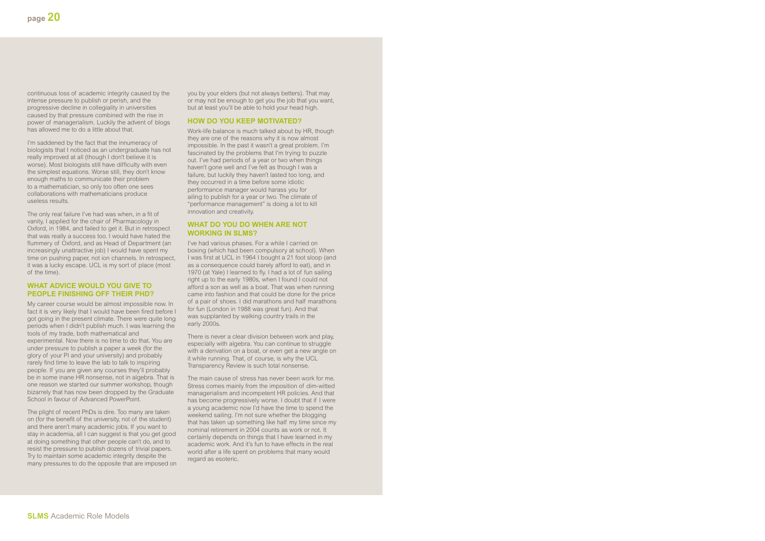continuous loss of academic integrity caused by the intense pressure to publish or perish, and the progressive decline in collegiality in universities caused by that pressure combined with the rise in power of managerialism. Luckily the advent of blogs has allowed me to do a little about that.

I'm saddened by the fact that the innumeracy of biologists that I noticed as an undergraduate has not really improved at all (though I don't believe it is worse). Most biologists still have difficulty with even the simplest equations. Worse still, they don't know enough maths to communicate their problem to a mathematician, so only too often one sees collaborations with mathematicians produce useless results.

The only real failure I've had was when, in a fit of vanity, I applied for the chair of Pharmacology in Oxford, in 1984, and failed to get it. But in retrospect that was really a success too. I would have hated the flummery of Oxford, and as Head of Department (an increasingly unattractive job) I would have spent my time on pushing paper, not ion channels. In retrospect, it was a lucky escape. UCL is my sort of place (most of the time).

## WHAT ADVICE WOULD YOU GIVE TO PEOPLE FINISHING OFF THEIR PHD?

My career course would be almost impossible now. In fact it is very likely that I would have been fired before I got going in the present climate. There were quite long periods when I didn't publish much. I was learning the tools of my trade, both mathematical and experimental. Now there is no time to do that. You are under pressure to publish a paper a week (for the glory of your PI and your university) and probably rarely find time to leave the lab to talk to inspiring people. If you are given any courses they'll probably be in some inane HR nonsense, not in algebra. That is one reason we started our summer workshop, though bizarrely that has now been dropped by the Graduate School in favour of Advanced PowerPoint.

The plight of recent PhDs is dire. Too many are taken on (for the benefit of the university, not of the student) and there aren't many academic jobs. If you want to stay in academia, all I can suggest is that you get good at doing something that other people can't do, and to resist the pressure to publish dozens of trivial papers. Try to maintain some academic integrity despite the many pressures to do the opposite that are imposed on you by your elders (but not always betters). That may or may not be enough to get you the job that you want, but at least you'll be able to hold your head high.

## HOW DO YOU KEEP MOTIVATED?

Work-life balance is much talked about by HR, though they are one of the reasons why it is now almost impossible. In the past it wasn't a great problem. I'm fascinated by the problems that I'm trying to puzzle out. I've had periods of a year or two when things haven't gone well and I've felt as though I was a failure, but luckily they haven't lasted too long, and they occurred in a time before some idiotic performance manager would harass you for ailing to publish for a year or two. The climate of "performance management" is doing a lot to kill innovation and creativity.

## WHAT DO YOU DO WHEN ARE NOT WORKING IN SLMS?

I've had various phases. For a while I carried on boxing (which had been compulsory at school). When I was first at UCL in 1964 I bought a 21 foot sloop (and as a consequence could barely afford to eat), and in 1970 (at Yale) I learned to fly. I had a lot of fun sailing right up to the early 1980s, when I found I could not afford a son as well as a boat. That was when running came into fashion and that could be done for the price of a pair of shoes. I did marathons and half marathons for fun (London in 1988 was great fun). And that was supplanted by walking country trails in the early 2000s.

There is never a clear division between work and play, especially with algebra. You can continue to struggle with a derivation on a boat, or even get a new angle on it while running. That, of course, is why the UCL Transparency Review is such total nonsense.

The main cause of stress has never been work for me. Stress comes mainly from the imposition of dim-witted managerialism and incompetent HR policies. And that has become progressively worse. I doubt that if I were a young academic now I'd have the time to spend the weekend sailing. I'm not sure whether the blogging that has taken up something like half my time since my nominal retirement in 2004 counts as work or not. It certainly depends on things that I have learned in my academic work. And it's fun to have effects in the real world after a life spent on problems that many would regard as esoteric.